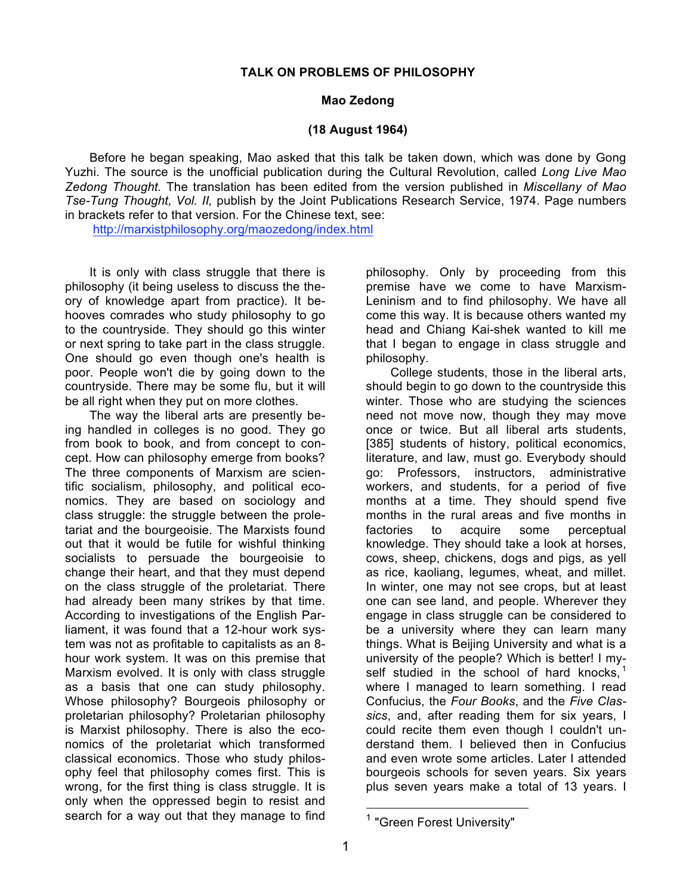# TALK ON PROBLEMS OF PHILOSOPHY

**Mao Zedong**

**(18 August 1964)**

Before he began speaking, Mao asked that this talk be taken down, which was done by Gong Yuzhi. The source is the unofficial publication during the Cultural Revolution, called *Long Live Mao Zedong Thought.* The translation has been edited from the version published in *Miscellany of Mao Tse-Tung Thought, Vol. II,* publish by the Joint Publications Research Service, 1974. Page numbers in brackets refer to that version. For the Chinese text, see:
http://marxistphilosophy.org/maozedong/index.html

It is only with class struggle that there is philosophy (it being useless to discuss the theory of knowledge apart from practice). It behooves comrades who study philosophy to go to the countryside. They should go this winter or next spring to take part in the class struggle. One should go even though one's health is poor. People won't die by going down to the countryside. There may be some flu, but it will be all right when they put on more clothes.

The way the liberal arts are presently being handled in colleges is no good. They go from book to book, and from concept to concept. How can philosophy emerge from books? The three components of Marxism are scientific socialism, philosophy, and political economics. They are based on sociology and class struggle: the struggle between the proletariat and the bourgeoisie. The Marxists found out that it would be futile for wishful thinking socialists to persuade the bourgeoisie to change their heart, and that they must depend on the class struggle of the proletariat. There had already been many strikes by that time. According to investigations of the English Parliament, it was found that a 12-hour work system was not as profitable to capitalists as an 8-hour work system. It was on this premise that Marxism evolved. It is only with class struggle as a basis that one can study philosophy. Whose philosophy? Bourgeois philosophy or proletarian philosophy? Proletarian philosophy is Marxist philosophy. There is also the economics of the proletariat which transformed classical economics. Those who study philosophy feel that philosophy comes first. This is wrong, for the first thing is class struggle. It is only when the oppressed begin to resist and search for a way out that they manage to find philosophy. Only by proceeding from this premise have we come to have Marxism-Leninism and to find philosophy. We have all come this way. It is because others wanted my head and Chiang Kai-shek wanted to kill me that I began to engage in class struggle and philosophy.

College students, those in the liberal arts, should begin to go down to the countryside this winter. Those who are studying the sciences need not move now, though they may move once or twice. But all liberal arts students, [385] students of history, political economics, literature, and law, must go. Everybody should go: Professors, instructors, administrative workers, and students, for a period of five months at a time. They should spend five months in the rural areas and five months in factories to acquire some perceptual knowledge. They should take a look at horses, cows, sheep, chickens, dogs and pigs, as yell as rice, kaoliang, legumes, wheat, and millet. In winter, one may not see crops, but at least one can see land, and people. Wherever they engage in class struggle can be considered to be a university where they can learn many things. What is Beijing University and what is a university of the people? Which is better! I myself studied in the school of hard knocks,[1] where I managed to learn something. I read Confucius, the *Four Books*, and the *Five Classics*, and, after reading them for six years, I could recite them even though I couldn't understand them. I believed then in Confucius and even wrote some articles. Later I attended bourgeois schools for seven years. Six years plus seven years make a total of 13 years. I

[1] "Green Forest University"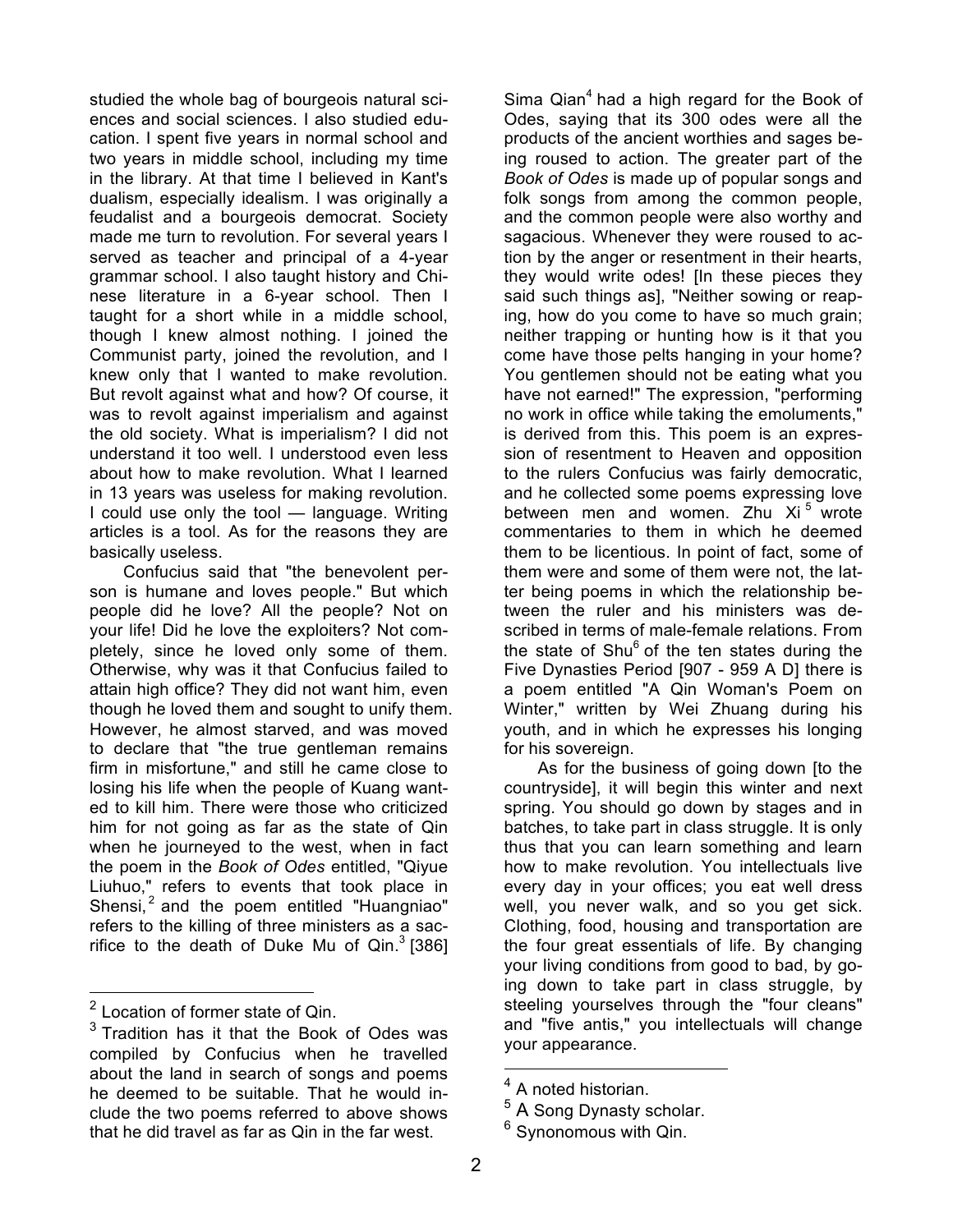studied the whole bag of bourgeois natural sciences and social sciences. I also studied education. I spent five years in normal school and two years in middle school, including my time in the library. At that time I believed in Kant's dualism, especially idealism. I was originally a feudalist and a bourgeois democrat. Society made me turn to revolution. For several years I served as teacher and principal of a 4-year grammar school. I also taught history and Chinese literature in a 6-year school. Then I taught for a short while in a middle school, though I knew almost nothing. I joined the Communist party, joined the revolution, and I knew only that I wanted to make revolution. But revolt against what and how? Of course, it was to revolt against imperialism and against the old society. What is imperialism? I did not understand it too well. I understood even less about how to make revolution. What I learned in 13 years was useless for making revolution. I could use only the tool — language. Writing articles is a tool. As for the reasons they are basically useless.

Confucius said that "the benevolent person is humane and loves people." But which people did he love? All the people? Not on your life! Did he love the exploiters? Not completely, since he loved only some of them. Otherwise, why was it that Confucius failed to attain high office? They did not want him, even though he loved them and sought to unify them. However, he almost starved, and was moved to declare that "the true gentleman remains firm in misfortune," and still he came close to losing his life when the people of Kuang wanted to kill him. There were those who criticized him for not going as far as the state of Qin when he journeyed to the west, when in fact the poem in the *Book of Odes* entitled, "Qiyue Liuhuo," refers to events that took place in Shensi,[2] and the poem entitled "Huangniao" refers to the killing of three ministers as a sacrifice to the death of Duke Mu of Qin.[3] [386] Sima Qian[4] had a high regard for the Book of Odes, saying that its 300 odes were all the products of the ancient worthies and sages being roused to action. The greater part of the *Book of Odes* is made up of popular songs and folk songs from among the common people, and the common people were also worthy and sagacious. Whenever they were roused to action by the anger or resentment in their hearts, they would write odes! [In these pieces they said such things as], "Neither sowing or reaping, how do you come to have so much grain; neither trapping or hunting how is it that you come have those pelts hanging in your home? You gentlemen should not be eating what you have not earned!" The expression, "performing no work in office while taking the emoluments," is derived from this. This poem is an expression of resentment to Heaven and opposition to the rulers Confucius was fairly democratic, and he collected some poems expressing love between men and women. Zhu Xi[5] wrote commentaries to them in which he deemed them to be licentious. In point of fact, some of them were and some of them were not, the latter being poems in which the relationship between the ruler and his ministers was described in terms of male-female relations. From the state of Shu[6] of the ten states during the Five Dynasties Period [907 - 959 A D] there is a poem entitled "A Qin Woman's Poem on Winter," written by Wei Zhuang during his youth, and in which he expresses his longing for his sovereign.

As for the business of going down [to the countryside], it will begin this winter and next spring. You should go down by stages and in batches, to take part in class struggle. It is only thus that you can learn something and learn how to make revolution. You intellectuals live every day in your offices; you eat well dress well, you never walk, and so you get sick. Clothing, food, housing and transportation are the four great essentials of life. By changing your living conditions from good to bad, by going down to take part in class struggle, by steeling yourselves through the "four cleans" and "five antis," you intellectuals will change your appearance.

---

[2] Location of former state of Qin.

[3] Tradition has it that the Book of Odes was compiled by Confucius when he travelled about the land in search of songs and poems he deemed to be suitable. That he would include the two poems referred to above shows that he did travel as far as Qin in the far west.

[4] A noted historian.

[5] A Song Dynasty scholar.

[6] Synonomous with Qin.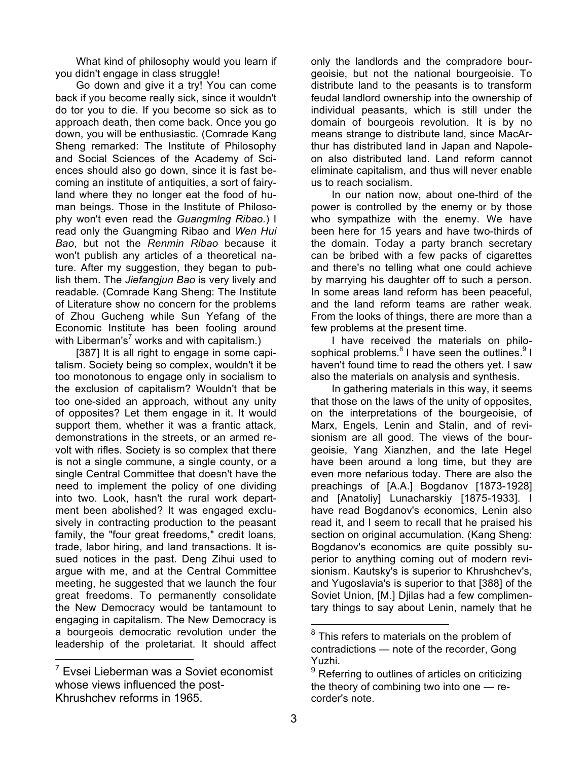What kind of philosophy would you learn if you didn't engage in class struggle!

Go down and give it a try! You can come back if you become really sick, since it wouldn't do tor you to die. If you become so sick as to approach death, then come back. Once you go down, you will be enthusiastic. (Comrade Kang Sheng remarked: The Institute of Philosophy and Social Sciences of the Academy of Sciences should also go down, since it is fast becoming an institute of antiquities, a sort of fairyland where they no longer eat the food of human beings. Those in the Institute of Philosophy won't even read the *Guangmlng Ribao.*) I read only the Guangming Ribao and *Wen Hui Bao*, but not the *Renmin Ribao* because it won't publish any articles of a theoretical nature. After my suggestion, they began to publish them. The *Jiefangjun Bao* is very lively and readable. (Comrade Kang Sheng: The Institute of Literature show no concern for the problems of Zhou Gucheng while Sun Yefang of the Economic Institute has been fooling around with Liberman's[7] works and with capitalism.)

[387] It is all right to engage in some capitalism. Society being so complex, wouldn't it be too monotonous to engage only in socialism to the exclusion of capitalism? Wouldn't that be too one-sided an approach, without any unity of opposites? Let them engage in it. It would support them, whether it was a frantic attack, demonstrations in the streets, or an armed revolt with rifles. Society is so complex that there is not a single commune, a single county, or a single Central Committee that doesn't have the need to implement the policy of one dividing into two. Look, hasn't the rural work department been abolished? It was engaged exclusively in contracting production to the peasant family, the "four great freedoms," credit loans, trade, labor hiring, and land transactions. It issued notices in the past. Deng Zihui used to argue with me, and at the Central Committee meeting, he suggested that we launch the four great freedoms. To permanently consolidate the New Democracy would be tantamount to engaging in capitalism. The New Democracy is a bourgeois democratic revolution under the leadership of the proletariat. It should affect only the landlords and the compradore bourgeoisie, but not the national bourgeoisie. To distribute land to the peasants is to transform feudal landlord ownership into the ownership of individual peasants, which is still under the domain of bourgeois revolution. It is by no means strange to distribute land, since MacArthur has distributed land in Japan and Napoleon also distributed land. Land reform cannot eliminate capitalism, and thus will never enable us to reach socialism.

In our nation now, about one-third of the power is controlled by the enemy or by those who sympathize with the enemy. We have been here for 15 years and have two-thirds of the domain. Today a party branch secretary can be bribed with a few packs of cigarettes and there's no telling what one could achieve by marrying his daughter off to such a person. In some areas land reform has been peaceful, and the land reform teams are rather weak. From the looks of things, there are more than a few problems at the present time.

I have received the materials on philosophical problems.[8] I have seen the outlines.[9] I haven't found time to read the others yet. I saw also the materials on analysis and synthesis.

In gathering materials in this way, it seems that those on the laws of the unity of opposites, on the interpretations of the bourgeoisie, of Marx, Engels, Lenin and Stalin, and of revisionism are all good. The views of the bourgeoisie, Yang Xianzhen, and the late Hegel have been around a long time, but they are even more nefarious today. There are also the preachings of [A.A.] Bogdanov [1873-1928] and [Anatoliy] Lunacharskiy [1875-1933]. I have read Bogdanov's economics, Lenin also read it, and I seem to recall that he praised his section on original accumulation. (Kang Sheng: Bogdanov's economics are quite possibly superior to anything coming out of modern revisionism. Kautsky's is superior to Khrushchev's, and Yugoslavia's is superior to that [388] of the Soviet Union, [M.] Djilas had a few complimentary things to say about Lenin, namely that he

---

[7] Evsei Lieberman was a Soviet economist whose views influenced the post-Khrushchev reforms in 1965.

[8] This refers to materials on the problem of contradictions — note of the recorder, Gong Yuzhi.

[9] Referring to outlines of articles on criticizing the theory of combining two into one — recorder's note.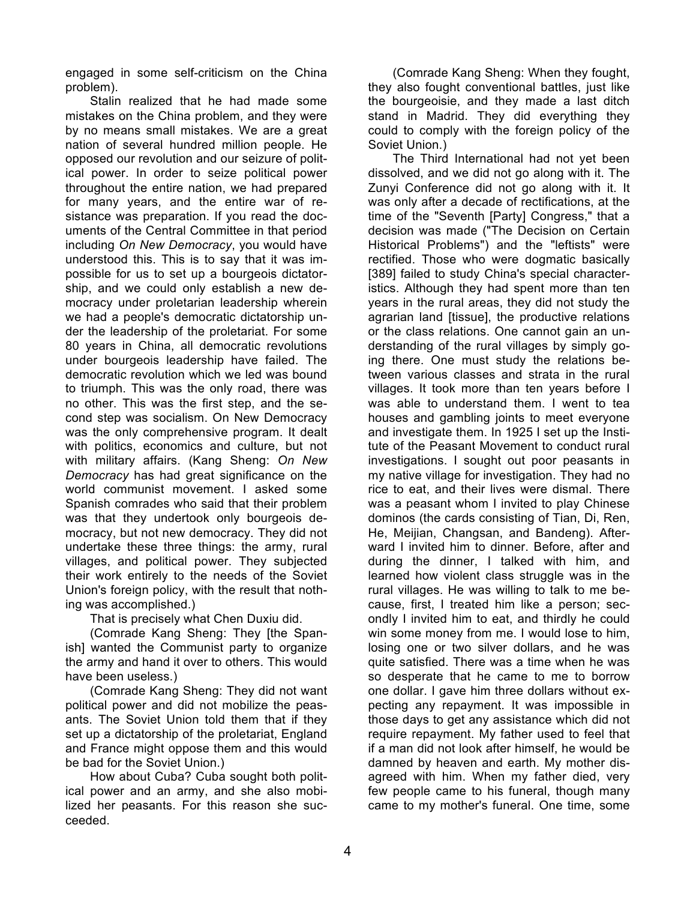engaged in some self-criticism on the China problem).

Stalin realized that he had made some mistakes on the China problem, and they were by no means small mistakes. We are a great nation of several hundred million people. He opposed our revolution and our seizure of political power. In order to seize political power throughout the entire nation, we had prepared for many years, and the entire war of resistance was preparation. If you read the documents of the Central Committee in that period including *On New Democracy*, you would have understood this. This is to say that it was impossible for us to set up a bourgeois dictatorship, and we could only establish a new democracy under proletarian leadership wherein we had a people's democratic dictatorship under the leadership of the proletariat. For some 80 years in China, all democratic revolutions under bourgeois leadership have failed. The democratic revolution which we led was bound to triumph. This was the only road, there was no other. This was the first step, and the second step was socialism. On New Democracy was the only comprehensive program. It dealt with politics, economics and culture, but not with military affairs. (Kang Sheng: *On New Democracy* has had great significance on the world communist movement. I asked some Spanish comrades who said that their problem was that they undertook only bourgeois democracy, but not new democracy. They did not undertake these three things: the army, rural villages, and political power. They subjected their work entirely to the needs of the Soviet Union's foreign policy, with the result that nothing was accomplished.)

That is precisely what Chen Duxiu did.

(Comrade Kang Sheng: They [the Spanish] wanted the Communist party to organize the army and hand it over to others. This would have been useless.)

(Comrade Kang Sheng: They did not want political power and did not mobilize the peasants. The Soviet Union told them that if they set up a dictatorship of the proletariat, England and France might oppose them and this would be bad for the Soviet Union.)

How about Cuba? Cuba sought both political power and an army, and she also mobilized her peasants. For this reason she succeeded.

(Comrade Kang Sheng: When they fought, they also fought conventional battles, just like the bourgeoisie, and they made a last ditch stand in Madrid. They did everything they could to comply with the foreign policy of the Soviet Union.)

The Third International had not yet been dissolved, and we did not go along with it. The Zunyi Conference did not go along with it. It was only after a decade of rectifications, at the time of the "Seventh [Party] Congress," that a decision was made ("The Decision on Certain Historical Problems") and the "leftists" were rectified. Those who were dogmatic basically [389] failed to study China's special characteristics. Although they had spent more than ten years in the rural areas, they did not study the agrarian land [tissue], the productive relations or the class relations. One cannot gain an understanding of the rural villages by simply going there. One must study the relations between various classes and strata in the rural villages. It took more than ten years before I was able to understand them. I went to tea houses and gambling joints to meet everyone and investigate them. In 1925 I set up the Institute of the Peasant Movement to conduct rural investigations. I sought out poor peasants in my native village for investigation. They had no rice to eat, and their lives were dismal. There was a peasant whom I invited to play Chinese dominos (the cards consisting of Tian, Di, Ren, He, Meijian, Changsan, and Bandeng). Afterward I invited him to dinner. Before, after and during the dinner, I talked with him, and learned how violent class struggle was in the rural villages. He was willing to talk to me because, first, I treated him like a person; secondly I invited him to eat, and thirdly he could win some money from me. I would lose to him, losing one or two silver dollars, and he was quite satisfied. There was a time when he was so desperate that he came to me to borrow one dollar. I gave him three dollars without expecting any repayment. It was impossible in those days to get any assistance which did not require repayment. My father used to feel that if a man did not look after himself, he would be damned by heaven and earth. My mother disagreed with him. When my father died, very few people came to his funeral, though many came to my mother's funeral. One time, some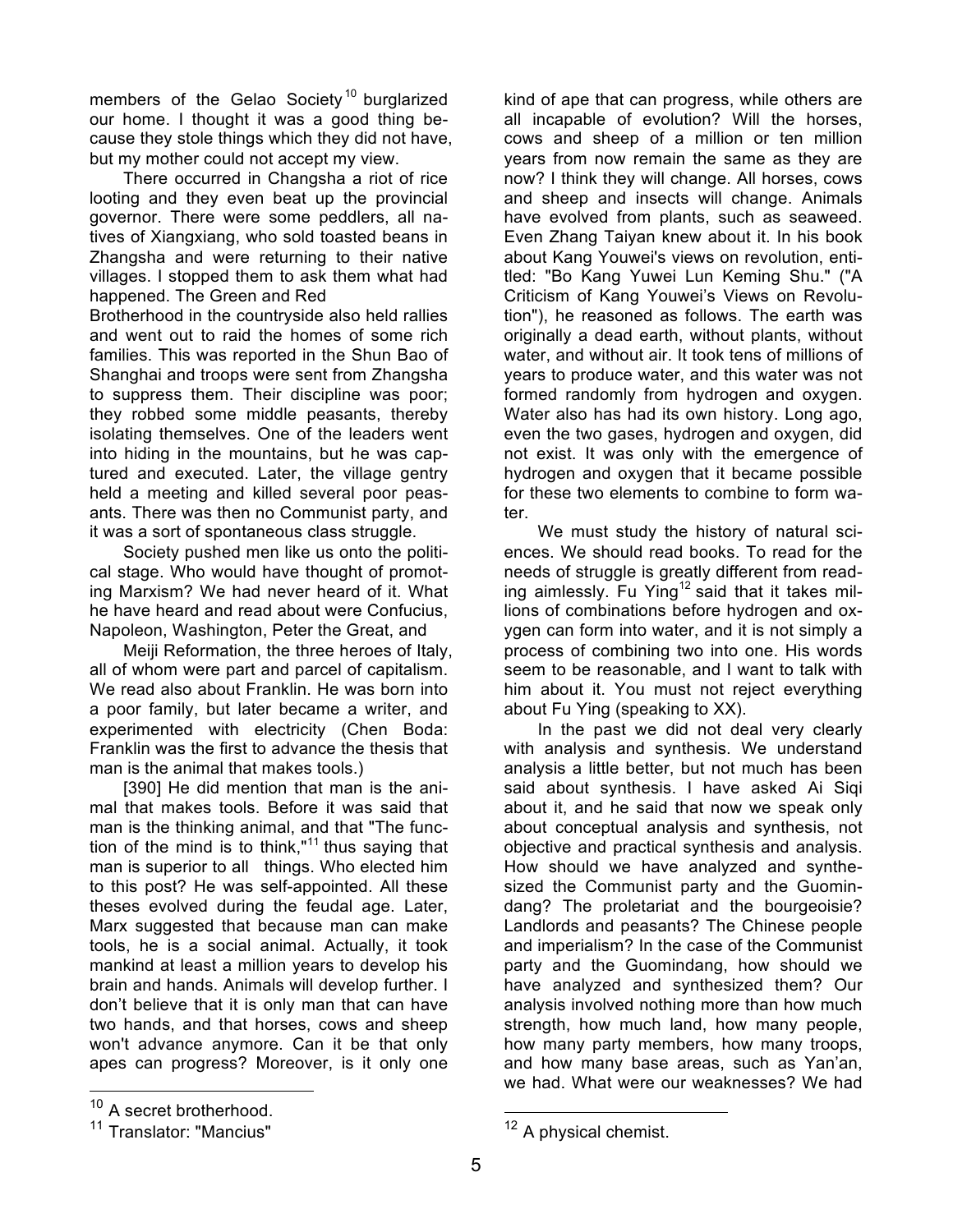members of the Gelao Society[10] burglarized our home. I thought it was a good thing because they stole things which they did not have, but my mother could not accept my view.

There occurred in Changsha a riot of rice looting and they even beat up the provincial governor. There were some peddlers, all natives of Xiangxiang, who sold toasted beans in Zhangsha and were returning to their native villages. I stopped them to ask them what had happened. The Green and Red Brotherhood in the countryside also held rallies and went out to raid the homes of some rich families. This was reported in the Shun Bao of Shanghai and troops were sent from Zhangsha to suppress them. Their discipline was poor; they robbed some middle peasants, thereby isolating themselves. One of the leaders went into hiding in the mountains, but he was captured and executed. Later, the village gentry held a meeting and killed several poor peasants. There was then no Communist party, and it was a sort of spontaneous class struggle.

Society pushed men like us onto the political stage. Who would have thought of promoting Marxism? We had never heard of it. What he have heard and read about were Confucius, Napoleon, Washington, Peter the Great, and

Meiji Reformation, the three heroes of Italy, all of whom were part and parcel of capitalism. We read also about Franklin. He was born into a poor family, but later became a writer, and experimented with electricity (Chen Boda: Franklin was the first to advance the thesis that man is the animal that makes tools.)

[390] He did mention that man is the animal that makes tools. Before it was said that man is the thinking animal, and that "The function of the mind is to think,"[11] thus saying that man is superior to all things. Who elected him to this post? He was self-appointed. All these theses evolved during the feudal age. Later, Marx suggested that because man can make tools, he is a social animal. Actually, it took mankind at least a million years to develop his brain and hands. Animals will develop further. I don't believe that it is only man that can have two hands, and that horses, cows and sheep won't advance anymore. Can it be that only apes can progress? Moreover, is it only one kind of ape that can progress, while others are all incapable of evolution? Will the horses, cows and sheep of a million or ten million years from now remain the same as they are now? I think they will change. All horses, cows and sheep and insects will change. Animals have evolved from plants, such as seaweed. Even Zhang Taiyan knew about it. In his book about Kang Youwei's views on revolution, entitled: "Bo Kang Yuwei Lun Keming Shu." ("A Criticism of Kang Youwei's Views on Revolution"), he reasoned as follows. The earth was originally a dead earth, without plants, without water, and without air. It took tens of millions of years to produce water, and this water was not formed randomly from hydrogen and oxygen. Water also has had its own history. Long ago, even the two gases, hydrogen and oxygen, did not exist. It was only with the emergence of hydrogen and oxygen that it became possible for these two elements to combine to form water.

We must study the history of natural sciences. We should read books. To read for the needs of struggle is greatly different from reading aimlessly. Fu Ying[12] said that it takes millions of combinations before hydrogen and oxygen can form into water, and it is not simply a process of combining two into one. His words seem to be reasonable, and I want to talk with him about it. You must not reject everything about Fu Ying (speaking to XX).

In the past we did not deal very clearly with analysis and synthesis. We understand analysis a little better, but not much has been said about synthesis. I have asked Ai Siqi about it, and he said that now we speak only about conceptual analysis and synthesis, not objective and practical synthesis and analysis. How should we have analyzed and synthesized the Communist party and the Guomindang? The proletariat and the bourgeoisie? Landlords and peasants? The Chinese people and imperialism? In the case of the Communist party and the Guomindang, how should we have analyzed and synthesized them? Our analysis involved nothing more than how much strength, how much land, how many people, how many party members, how many troops, and how many base areas, such as Yan'an, we had. What were our weaknesses? We had

---

[10] A secret brotherhood.

[11] Translator: "Mancius"

[12] A physical chemist.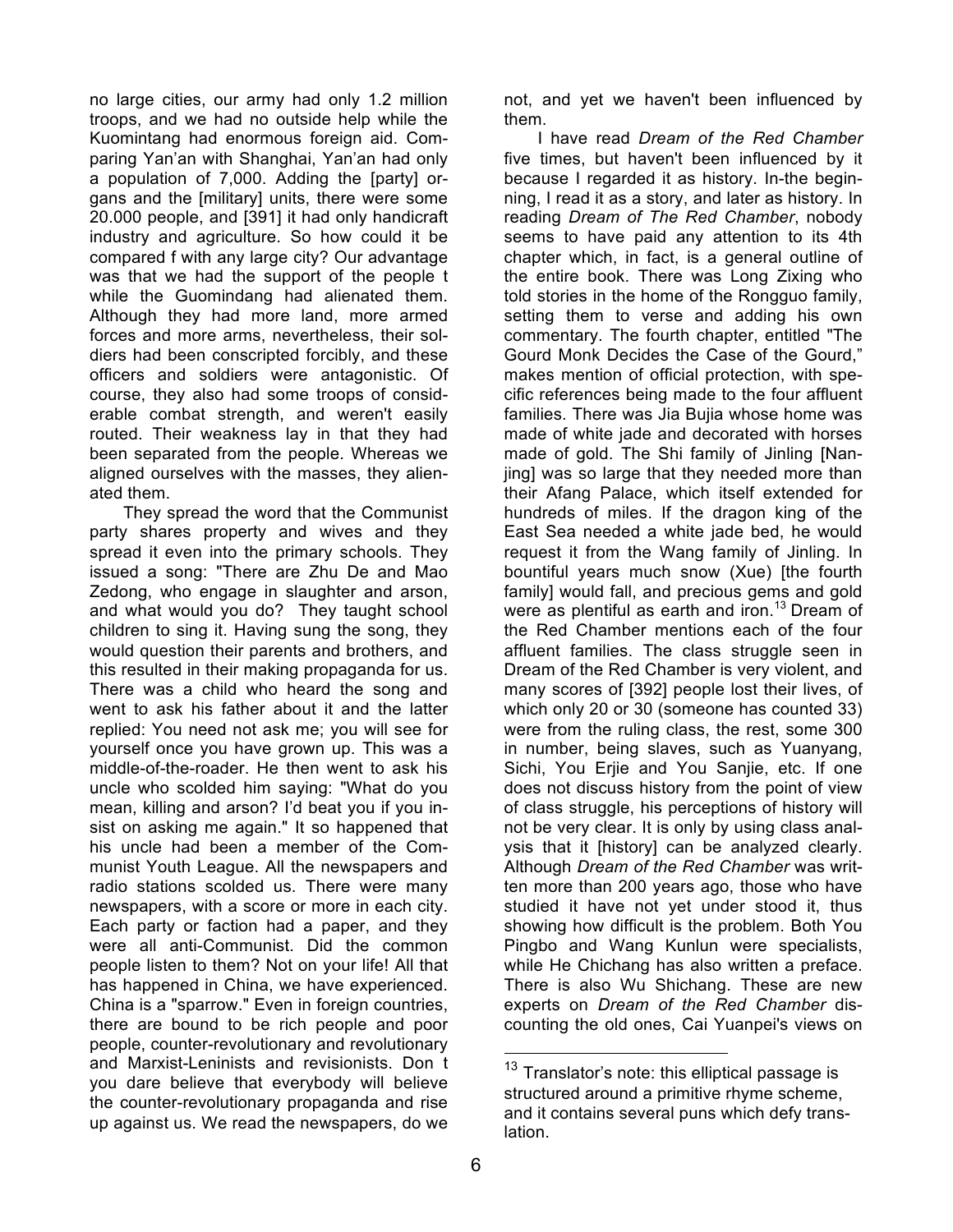no large cities, our army had only 1.2 million troops, and we had no outside help while the Kuomintang had enormous foreign aid. Comparing Yan'an with Shanghai, Yan'an had only a population of 7,000. Adding the [party] organs and the [military] units, there were some 20.000 people, and [391] it had only handicraft industry and agriculture. So how could it be compared f with any large city? Our advantage was that we had the support of the people t while the Guomindang had alienated them. Although they had more land, more armed forces and more arms, nevertheless, their soldiers had been conscripted forcibly, and these officers and soldiers were antagonistic. Of course, they also had some troops of considerable combat strength, and weren't easily routed. Their weakness lay in that they had been separated from the people. Whereas we aligned ourselves with the masses, they alienated them.

They spread the word that the Communist party shares property and wives and they spread it even into the primary schools. They issued a song: "There are Zhu De and Mao Zedong, who engage in slaughter and arson, and what would you do? They taught school children to sing it. Having sung the song, they would question their parents and brothers, and this resulted in their making propaganda for us. There was a child who heard the song and went to ask his father about it and the latter replied: You need not ask me; you will see for yourself once you have grown up. This was a middle-of-the-roader. He then went to ask his uncle who scolded him saying: "What do you mean, killing and arson? I'd beat you if you insist on asking me again." It so happened that his uncle had been a member of the Communist Youth League. All the newspapers and radio stations scolded us. There were many newspapers, with a score or more in each city. Each party or faction had a paper, and they were all anti-Communist. Did the common people listen to them? Not on your life! All that has happened in China, we have experienced. China is a "sparrow." Even in foreign countries, there are bound to be rich people and poor people, counter-revolutionary and revolutionary and Marxist-Leninists and revisionists. Don t you dare believe that everybody will believe the counter-revolutionary propaganda and rise up against us. We read the newspapers, do we not, and yet we haven't been influenced by them.

I have read *Dream of the Red Chamber* five times, but haven't been influenced by it because I regarded it as history. In-the beginning, I read it as a story, and later as history. In reading *Dream of The Red Chamber*, nobody seems to have paid any attention to its 4th chapter which, in fact, is a general outline of the entire book. There was Long Zixing who told stories in the home of the Rongguo family, setting them to verse and adding his own commentary. The fourth chapter, entitled "The Gourd Monk Decides the Case of the Gourd," makes mention of official protection, with specific references being made to the four affluent families. There was Jia Bujia whose home was made of white jade and decorated with horses made of gold. The Shi family of Jinling [Nanjing] was so large that they needed more than their Afang Palace, which itself extended for hundreds of miles. If the dragon king of the East Sea needed a white jade bed, he would request it from the Wang family of Jinling. In bountiful years much snow (Xue) [the fourth family] would fall, and precious gems and gold were as plentiful as earth and iron.[13] Dream of the Red Chamber mentions each of the four affluent families. The class struggle seen in Dream of the Red Chamber is very violent, and many scores of [392] people lost their lives, of which only 20 or 30 (someone has counted 33) were from the ruling class, the rest, some 300 in number, being slaves, such as Yuanyang, Sichi, You Erjie and You Sanjie, etc. If one does not discuss history from the point of view of class struggle, his perceptions of history will not be very clear. It is only by using class analysis that it [history] can be analyzed clearly. Although *Dream of the Red Chamber* was written more than 200 years ago, those who have studied it have not yet under stood it, thus showing how difficult is the problem. Both You Pingbo and Wang Kunlun were specialists, while He Chichang has also written a preface. There is also Wu Shichang. These are new experts on *Dream of the Red Chamber* discounting the old ones, Cai Yuanpei's views on

---

[13] Translator's note: this elliptical passage is structured around a primitive rhyme scheme, and it contains several puns which defy translation.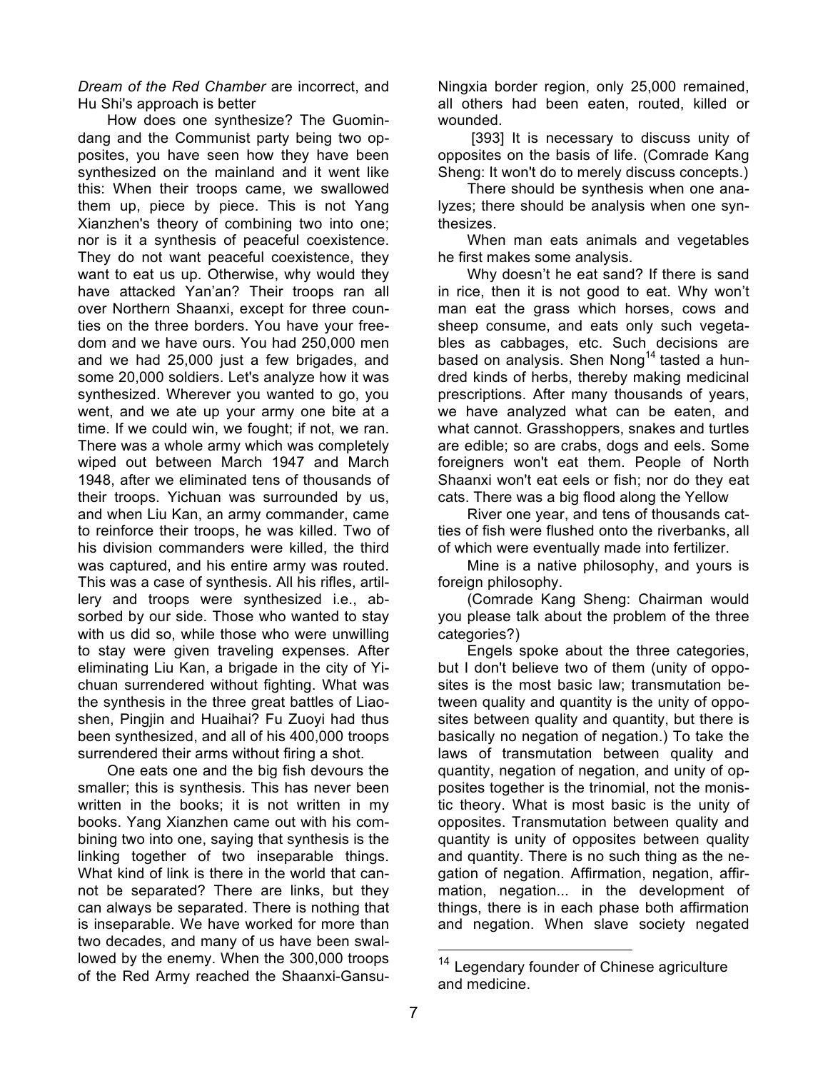*Dream of the Red Chamber* are incorrect, and Hu Shi's approach is better

How does one synthesize? The Guomindang and the Communist party being two opposites, you have seen how they have been synthesized on the mainland and it went like this: When their troops came, we swallowed them up, piece by piece. This is not Yang Xianzhen's theory of combining two into one; nor is it a synthesis of peaceful coexistence. They do not want peaceful coexistence, they want to eat us up. Otherwise, why would they have attacked Yan'an? Their troops ran all over Northern Shaanxi, except for three counties on the three borders. You have your freedom and we have ours. You had 250,000 men and we had 25,000 just a few brigades, and some 20,000 soldiers. Let's analyze how it was synthesized. Wherever you wanted to go, you went, and we ate up your army one bite at a time. If we could win, we fought; if not, we ran. There was a whole army which was completely wiped out between March 1947 and March 1948, after we eliminated tens of thousands of their troops. Yichuan was surrounded by us, and when Liu Kan, an army commander, came to reinforce their troops, he was killed. Two of his division commanders were killed, the third was captured, and his entire army was routed. This was a case of synthesis. All his rifles, artillery and troops were synthesized i.e., absorbed by our side. Those who wanted to stay with us did so, while those who were unwilling to stay were given traveling expenses. After eliminating Liu Kan, a brigade in the city of Yichuan surrendered without fighting. What was the synthesis in the three great battles of Liaoshen, Pingjin and Huaihai? Fu Zuoyi had thus been synthesized, and all of his 400,000 troops surrendered their arms without firing a shot.

One eats one and the big fish devours the smaller; this is synthesis. This has never been written in the books; it is not written in my books. Yang Xianzhen came out with his combining two into one, saying that synthesis is the linking together of two inseparable things. What kind of link is there in the world that cannot be separated? There are links, but they can always be separated. There is nothing that is inseparable. We have worked for more than two decades, and many of us have been swallowed by the enemy. When the 300,000 troops of the Red Army reached the Shaanxi-Gansu-Ningxia border region, only 25,000 remained, all others had been eaten, routed, killed or wounded.

[393] It is necessary to discuss unity of opposites on the basis of life. (Comrade Kang Sheng: It won't do to merely discuss concepts.)

There should be synthesis when one analyzes; there should be analysis when one synthesizes.

When man eats animals and vegetables he first makes some analysis.

Why doesn't he eat sand? If there is sand in rice, then it is not good to eat. Why won't man eat the grass which horses, cows and sheep consume, and eats only such vegetables as cabbages, etc. Such decisions are based on analysis. Shen Nong[14] tasted a hundred kinds of herbs, thereby making medicinal prescriptions. After many thousands of years, we have analyzed what can be eaten, and what cannot. Grasshoppers, snakes and turtles are edible; so are crabs, dogs and eels. Some foreigners won't eat them. People of North Shaanxi won't eat eels or fish; nor do they eat cats. There was a big flood along the Yellow River one year, and tens of thousands catties of fish were flushed onto the riverbanks, all of which were eventually made into fertilizer.

Mine is a native philosophy, and yours is foreign philosophy.

(Comrade Kang Sheng: Chairman would you please talk about the problem of the three categories?)

Engels spoke about the three categories, but I don't believe two of them (unity of opposites is the most basic law; transmutation between quality and quantity is the unity of opposites between quality and quantity, but there is basically no negation of negation.) To take the laws of transmutation between quality and quantity, negation of negation, and unity of opposites together is the trinomial, not the monistic theory. What is most basic is the unity of opposites. Transmutation between quality and quantity is unity of opposites between quality and quantity. There is no such thing as the negation of negation. Affirmation, negation, affirmation, negation... in the development of things, there is in each phase both affirmation and negation. When slave society negated

---

[14] Legendary founder of Chinese agriculture and medicine.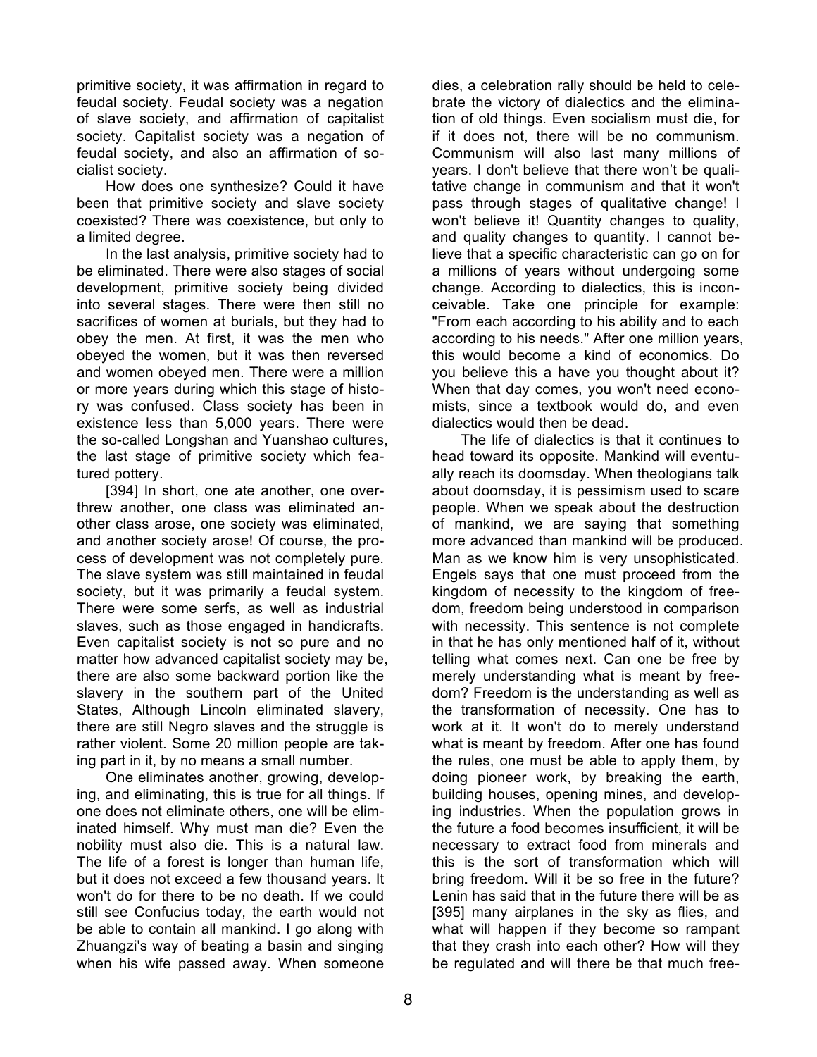primitive society, it was affirmation in regard to feudal society. Feudal society was a negation of slave society, and affirmation of capitalist society. Capitalist society was a negation of feudal society, and also an affirmation of socialist society.

How does one synthesize? Could it have been that primitive society and slave society coexisted? There was coexistence, but only to a limited degree.

In the last analysis, primitive society had to be eliminated. There were also stages of social development, primitive society being divided into several stages. There were then still no sacrifices of women at burials, but they had to obey the men. At first, it was the men who obeyed the women, but it was then reversed and women obeyed men. There were a million or more years during which this stage of history was confused. Class society has been in existence less than 5,000 years. There were the so-called Longshan and Yuanshao cultures, the last stage of primitive society which featured pottery.

[394] In short, one ate another, one overthrew another, one class was eliminated another class arose, one society was eliminated, and another society arose! Of course, the process of development was not completely pure. The slave system was still maintained in feudal society, but it was primarily a feudal system. There were some serfs, as well as industrial slaves, such as those engaged in handicrafts. Even capitalist society is not so pure and no matter how advanced capitalist society may be, there are also some backward portion like the slavery in the southern part of the United States, Although Lincoln eliminated slavery, there are still Negro slaves and the struggle is rather violent. Some 20 million people are taking part in it, by no means a small number.

One eliminates another, growing, developing, and eliminating, this is true for all things. If one does not eliminate others, one will be eliminated himself. Why must man die? Even the nobility must also die. This is a natural law. The life of a forest is longer than human life, but it does not exceed a few thousand years. It won't do for there to be no death. If we could still see Confucius today, the earth would not be able to contain all mankind. I go along with Zhuangzi's way of beating a basin and singing when his wife passed away. When someone dies, a celebration rally should be held to celebrate the victory of dialectics and the elimination of old things. Even socialism must die, for if it does not, there will be no communism. Communism will also last many millions of years. I don't believe that there won't be qualitative change in communism and that it won't pass through stages of qualitative change! I won't believe it! Quantity changes to quality, and quality changes to quantity. I cannot believe that a specific characteristic can go on for a millions of years without undergoing some change. According to dialectics, this is inconceivable. Take one principle for example: "From each according to his ability and to each according to his needs." After one million years, this would become a kind of economics. Do you believe this a have you thought about it? When that day comes, you won't need economists, since a textbook would do, and even dialectics would then be dead.

The life of dialectics is that it continues to head toward its opposite. Mankind will eventually reach its doomsday. When theologians talk about doomsday, it is pessimism used to scare people. When we speak about the destruction of mankind, we are saying that something more advanced than mankind will be produced. Man as we know him is very unsophisticated. Engels says that one must proceed from the kingdom of necessity to the kingdom of freedom, freedom being understood in comparison with necessity. This sentence is not complete in that he has only mentioned half of it, without telling what comes next. Can one be free by merely understanding what is meant by freedom? Freedom is the understanding as well as the transformation of necessity. One has to work at it. It won't do to merely understand what is meant by freedom. After one has found the rules, one must be able to apply them, by doing pioneer work, by breaking the earth, building houses, opening mines, and developing industries. When the population grows in the future a food becomes insufficient, it will be necessary to extract food from minerals and this is the sort of transformation which will bring freedom. Will it be so free in the future? Lenin has said that in the future there will be as [395] many airplanes in the sky as flies, and what will happen if they become so rampant that they crash into each other? How will they be regulated and will there be that much free-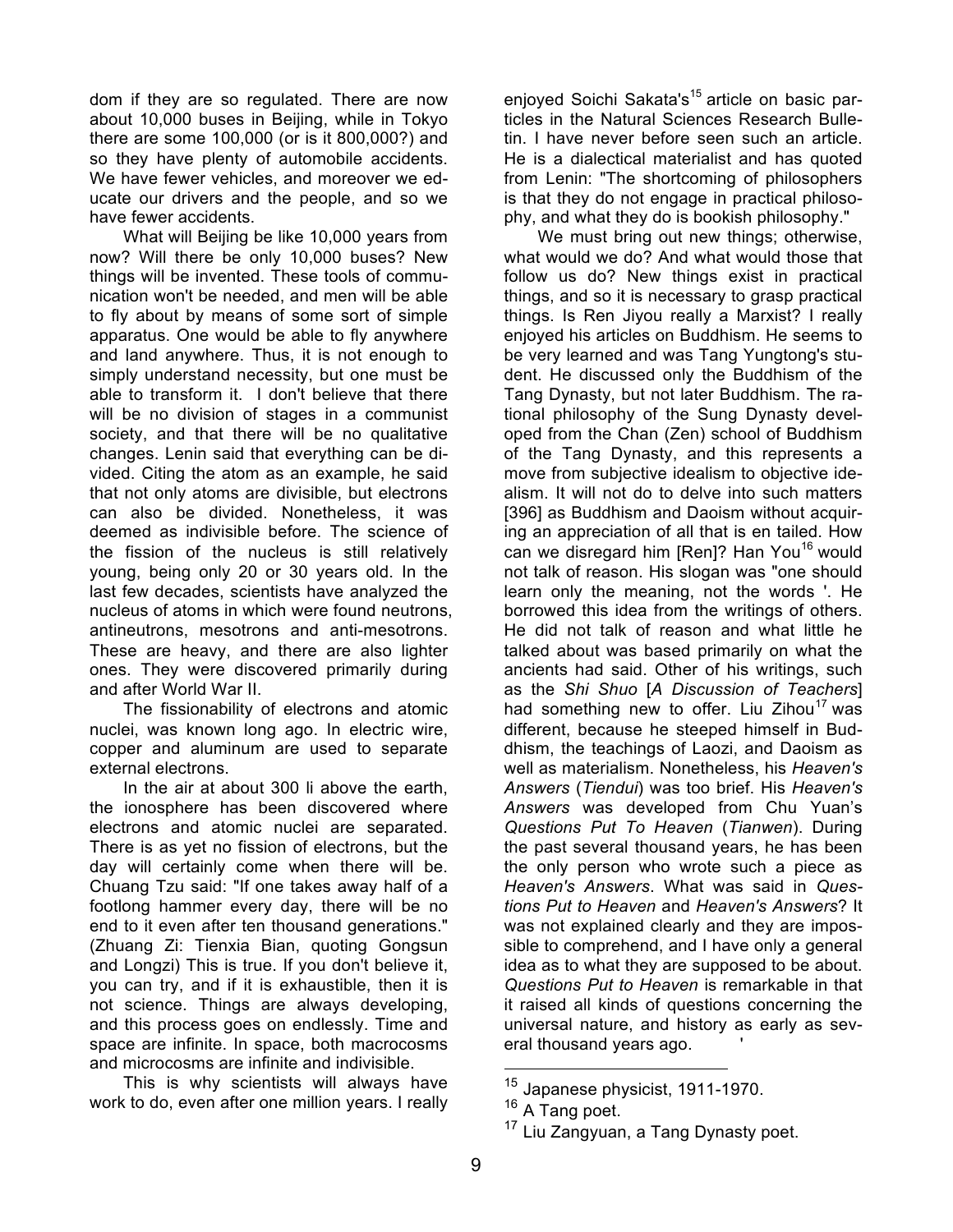dom if they are so regulated. There are now about 10,000 buses in Beijing, while in Tokyo there are some 100,000 (or is it 800,000?) and so they have plenty of automobile accidents. We have fewer vehicles, and moreover we educate our drivers and the people, and so we have fewer accidents.

What will Beijing be like 10,000 years from now? Will there be only 10,000 buses? New things will be invented. These tools of communication won't be needed, and men will be able to fly about by means of some sort of simple apparatus. One would be able to fly anywhere and land anywhere. Thus, it is not enough to simply understand necessity, but one must be able to transform it. I don't believe that there will be no division of stages in a communist society, and that there will be no qualitative changes. Lenin said that everything can be divided. Citing the atom as an example, he said that not only atoms are divisible, but electrons can also be divided. Nonetheless, it was deemed as indivisible before. The science of the fission of the nucleus is still relatively young, being only 20 or 30 years old. In the last few decades, scientists have analyzed the nucleus of atoms in which were found neutrons, antineutrons, mesotrons and anti-mesotrons. These are heavy, and there are also lighter ones. They were discovered primarily during and after World War II.

The fissionability of electrons and atomic nuclei, was known long ago. In electric wire, copper and aluminum are used to separate external electrons.

In the air at about 300 li above the earth, the ionosphere has been discovered where electrons and atomic nuclei are separated. There is as yet no fission of electrons, but the day will certainly come when there will be. Chuang Tzu said: "If one takes away half of a footlong hammer every day, there will be no end to it even after ten thousand generations." (Zhuang Zi: Tienxia Bian, quoting Gongsun and Longzi) This is true. If you don't believe it, you can try, and if it is exhaustible, then it is not science. Things are always developing, and this process goes on endlessly. Time and space are infinite. In space, both macrocosms and microcosms are infinite and indivisible.

This is why scientists will always have work to do, even after one million years. I really enjoyed Soichi Sakata's[15] article on basic particles in the Natural Sciences Research Bulletin. I have never before seen such an article. He is a dialectical materialist and has quoted from Lenin: "The shortcoming of philosophers is that they do not engage in practical philosophy, and what they do is bookish philosophy."

We must bring out new things; otherwise, what would we do? And what would those that follow us do? New things exist in practical things, and so it is necessary to grasp practical things. Is Ren Jiyou really a Marxist? I really enjoyed his articles on Buddhism. He seems to be very learned and was Tang Yungtong's student. He discussed only the Buddhism of the Tang Dynasty, but not later Buddhism. The rational philosophy of the Sung Dynasty developed from the Chan (Zen) school of Buddhism of the Tang Dynasty, and this represents a move from subjective idealism to objective idealism. It will not do to delve into such matters [396] as Buddhism and Daoism without acquiring an appreciation of all that is en tailed. How can we disregard him [Ren]? Han You[16] would not talk of reason. His slogan was "one should learn only the meaning, not the words '. He borrowed this idea from the writings of others. He did not talk of reason and what little he talked about was based primarily on what the ancients had said. Other of his writings, such as the *Shi Shuo* [*A Discussion of Teachers*] had something new to offer. Liu Zihou[17] was different, because he steeped himself in Buddhism, the teachings of Laozi, and Daoism as well as materialism. Nonetheless, his *Heaven's Answers* (*Tiendui*) was too brief. His *Heaven's Answers* was developed from Chu Yuan's *Questions Put To Heaven* (*Tianwen*). During the past several thousand years, he has been the only person who wrote such a piece as *Heaven's Answers*. What was said in *Questions Put to Heaven* and *Heaven's Answers*? It was not explained clearly and they are impossible to comprehend, and I have only a general idea as to what they are supposed to be about. *Questions Put to Heaven* is remarkable in that it raised all kinds of questions concerning the universal nature, and history as early as several thousand years ago.

---

[15] Japanese physicist, 1911-1970.

[16] A Tang poet.

[17] Liu Zangyuan, a Tang Dynasty poet.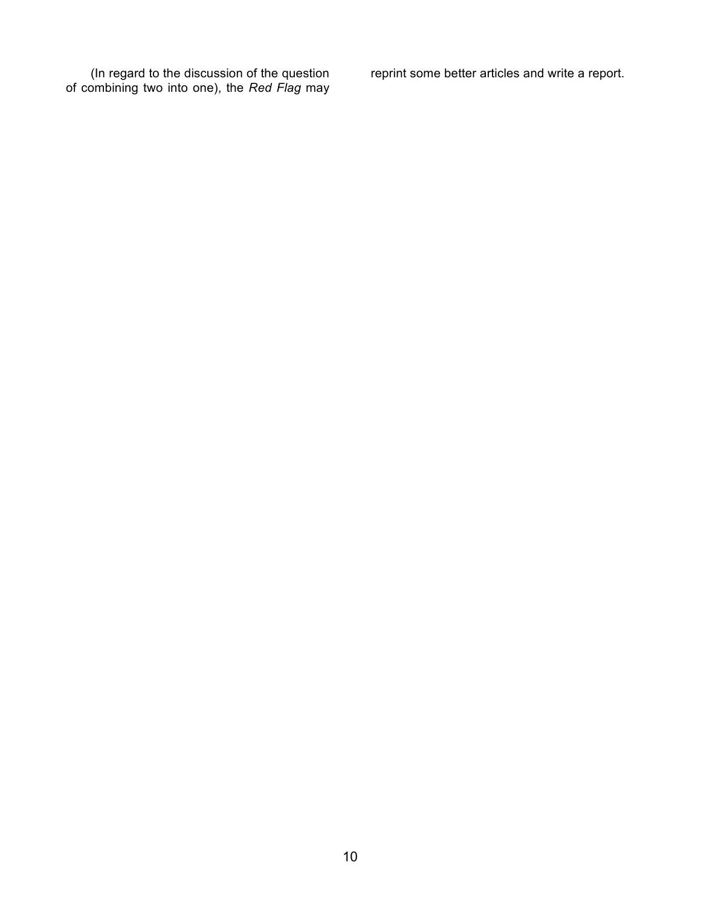(In regard to the discussion of the question of combining two into one), the *Red Flag* may reprint some better articles and write a report.